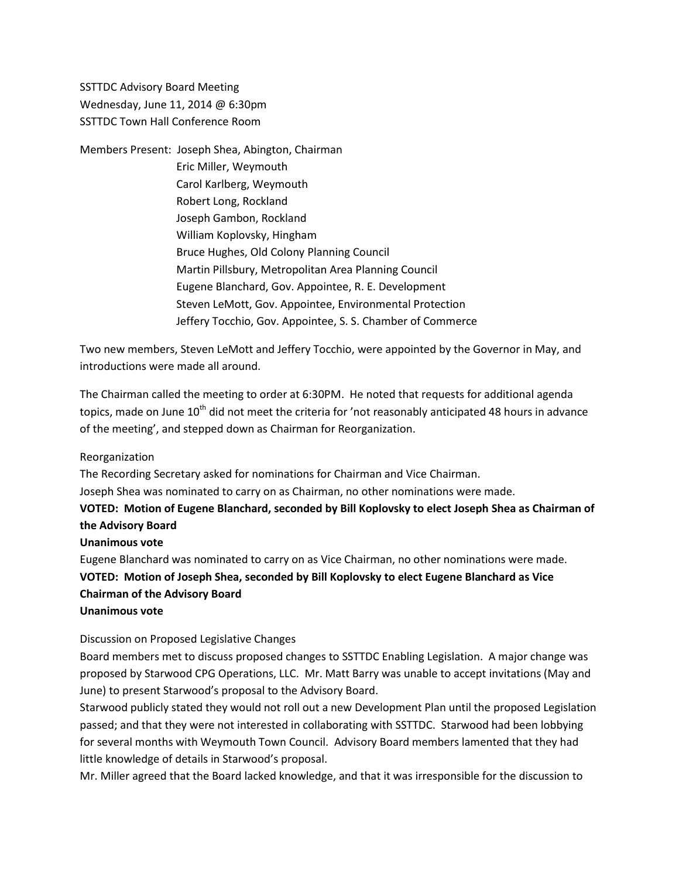SSTTDC Advisory Board Meeting
Wednesday, June 11, 2014 @ 6:30pm
SSTTDC Town Hall Conference Room

Members Present: Joseph Shea, Abington, Chairman
Eric Miller, Weymouth
Carol Karlberg, Weymouth
Robert Long, Rockland
Joseph Gambon, Rockland
William Koplovsky, Hingham
Bruce Hughes, Old Colony Planning Council
Martin Pillsbury, Metropolitan Area Planning Council
Eugene Blanchard, Gov. Appointee, R. E. Development
Steven LeMott, Gov. Appointee, Environmental Protection
Jeffery Tocchio, Gov. Appointee, S. S. Chamber of Commerce

Two new members, Steven LeMott and Jeffery Tocchio, were appointed by the Governor in May, and introductions were made all around.

The Chairman called the meeting to order at 6:30PM. He noted that requests for additional agenda topics, made on June 10th did not meet the criteria for 'not reasonably anticipated 48 hours in advance of the meeting', and stepped down as Chairman for Reorganization.

Reorganization

The Recording Secretary asked for nominations for Chairman and Vice Chairman.

Joseph Shea was nominated to carry on as Chairman, no other nominations were made.

**VOTED: Motion of Eugene Blanchard, seconded by Bill Koplovsky to elect Joseph Shea as Chairman of the Advisory Board**

**Unanimous vote**

Eugene Blanchard was nominated to carry on as Vice Chairman, no other nominations were made.

**VOTED: Motion of Joseph Shea, seconded by Bill Koplovsky to elect Eugene Blanchard as Vice Chairman of the Advisory Board**

**Unanimous vote**

Discussion on Proposed Legislative Changes

Board members met to discuss proposed changes to SSTTDC Enabling Legislation. A major change was proposed by Starwood CPG Operations, LLC. Mr. Matt Barry was unable to accept invitations (May and June) to present Starwood's proposal to the Advisory Board.

Starwood publicly stated they would not roll out a new Development Plan until the proposed Legislation passed; and that they were not interested in collaborating with SSTTDC. Starwood had been lobbying for several months with Weymouth Town Council. Advisory Board members lamented that they had little knowledge of details in Starwood's proposal.

Mr. Miller agreed that the Board lacked knowledge, and that it was irresponsible for the discussion to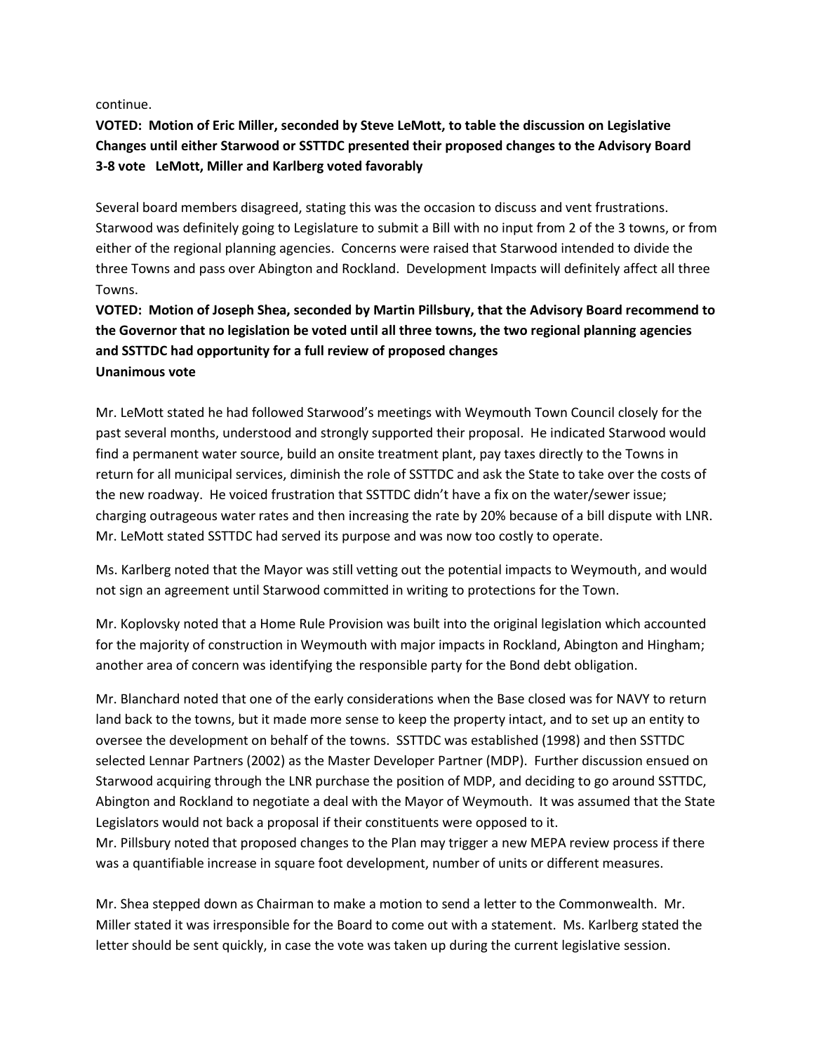continue.

**VOTED: Motion of Eric Miller, seconded by Steve LeMott, to table the discussion on Legislative Changes until either Starwood or SSTTDC presented their proposed changes to the Advisory Board 3-8 vote LeMott, Miller and Karlberg voted favorably**

Several board members disagreed, stating this was the occasion to discuss and vent frustrations. Starwood was definitely going to Legislature to submit a Bill with no input from 2 of the 3 towns, or from either of the regional planning agencies. Concerns were raised that Starwood intended to divide the three Towns and pass over Abington and Rockland. Development Impacts will definitely affect all three Towns.

**VOTED: Motion of Joseph Shea, seconded by Martin Pillsbury, that the Advisory Board recommend to the Governor that no legislation be voted until all three towns, the two regional planning agencies and SSTTDC had opportunity for a full review of proposed changes**
**Unanimous vote**

Mr. LeMott stated he had followed Starwood's meetings with Weymouth Town Council closely for the past several months, understood and strongly supported their proposal. He indicated Starwood would find a permanent water source, build an onsite treatment plant, pay taxes directly to the Towns in return for all municipal services, diminish the role of SSTTDC and ask the State to take over the costs of the new roadway. He voiced frustration that SSTTDC didn't have a fix on the water/sewer issue; charging outrageous water rates and then increasing the rate by 20% because of a bill dispute with LNR. Mr. LeMott stated SSTTDC had served its purpose and was now too costly to operate.

Ms. Karlberg noted that the Mayor was still vetting out the potential impacts to Weymouth, and would not sign an agreement until Starwood committed in writing to protections for the Town.

Mr. Koplovsky noted that a Home Rule Provision was built into the original legislation which accounted for the majority of construction in Weymouth with major impacts in Rockland, Abington and Hingham; another area of concern was identifying the responsible party for the Bond debt obligation.

Mr. Blanchard noted that one of the early considerations when the Base closed was for NAVY to return land back to the towns, but it made more sense to keep the property intact, and to set up an entity to oversee the development on behalf of the towns. SSTTDC was established (1998) and then SSTTDC selected Lennar Partners (2002) as the Master Developer Partner (MDP). Further discussion ensued on Starwood acquiring through the LNR purchase the position of MDP, and deciding to go around SSTTDC, Abington and Rockland to negotiate a deal with the Mayor of Weymouth. It was assumed that the State Legislators would not back a proposal if their constituents were opposed to it.

Mr. Pillsbury noted that proposed changes to the Plan may trigger a new MEPA review process if there was a quantifiable increase in square foot development, number of units or different measures.

Mr. Shea stepped down as Chairman to make a motion to send a letter to the Commonwealth. Mr. Miller stated it was irresponsible for the Board to come out with a statement. Ms. Karlberg stated the letter should be sent quickly, in case the vote was taken up during the current legislative session.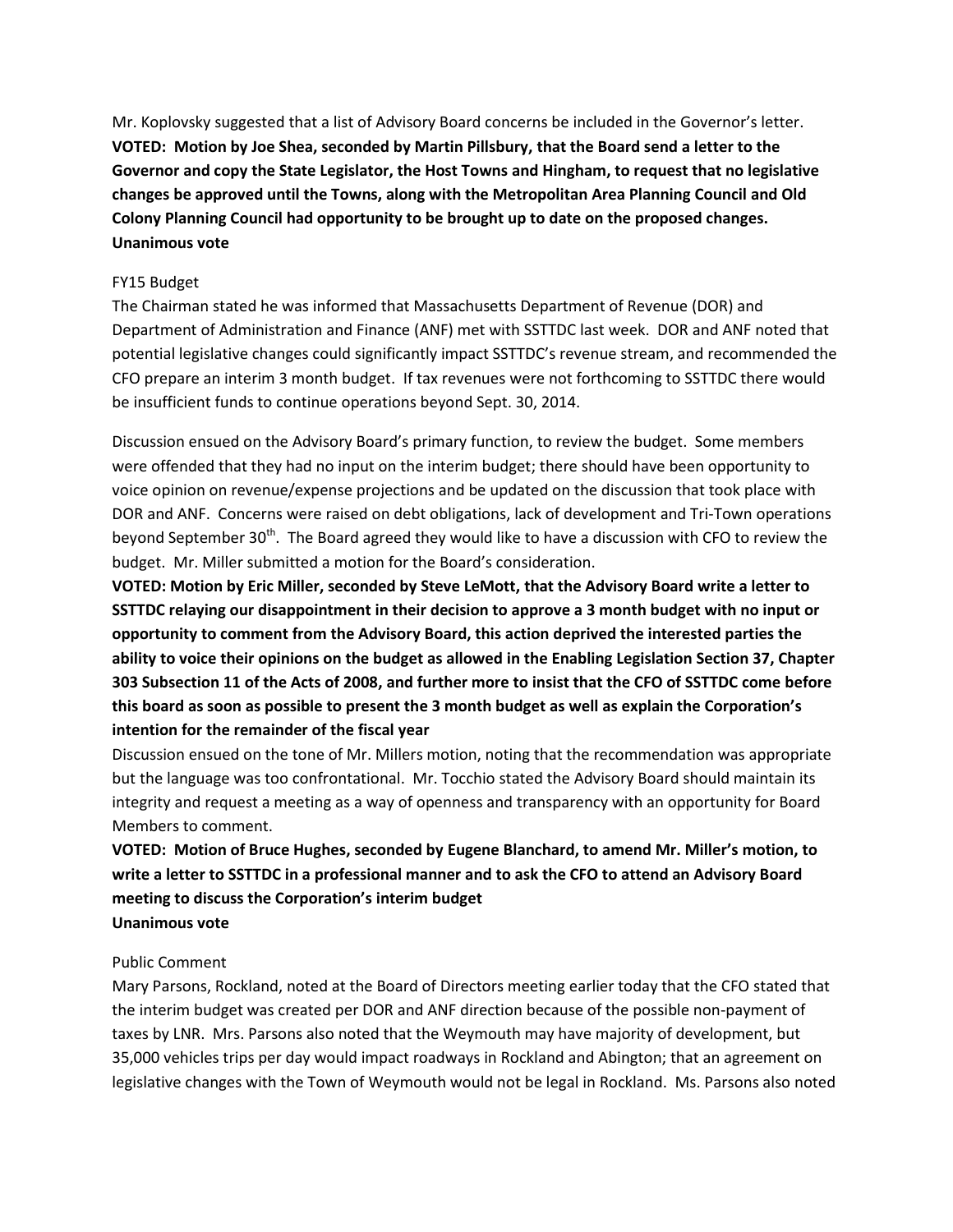Mr. Koplovsky suggested that a list of Advisory Board concerns be included in the Governor's letter.
**VOTED: Motion by Joe Shea, seconded by Martin Pillsbury, that the Board send a letter to the Governor and copy the State Legislator, the Host Towns and Hingham, to request that no legislative changes be approved until the Towns, along with the Metropolitan Area Planning Council and Old Colony Planning Council had opportunity to be brought up to date on the proposed changes.**
**Unanimous vote**

FY15 Budget

The Chairman stated he was informed that Massachusetts Department of Revenue (DOR) and Department of Administration and Finance (ANF) met with SSTTDC last week. DOR and ANF noted that potential legislative changes could significantly impact SSTTDC's revenue stream, and recommended the CFO prepare an interim 3 month budget. If tax revenues were not forthcoming to SSTTDC there would be insufficient funds to continue operations beyond Sept. 30, 2014.

Discussion ensued on the Advisory Board's primary function, to review the budget. Some members were offended that they had no input on the interim budget; there should have been opportunity to voice opinion on revenue/expense projections and be updated on the discussion that took place with DOR and ANF. Concerns were raised on debt obligations, lack of development and Tri-Town operations beyond September 30th. The Board agreed they would like to have a discussion with CFO to review the budget. Mr. Miller submitted a motion for the Board's consideration.

**VOTED: Motion by Eric Miller, seconded by Steve LeMott, that the Advisory Board write a letter to SSTTDC relaying our disappointment in their decision to approve a 3 month budget with no input or opportunity to comment from the Advisory Board, this action deprived the interested parties the ability to voice their opinions on the budget as allowed in the Enabling Legislation Section 37, Chapter 303 Subsection 11 of the Acts of 2008, and further more to insist that the CFO of SSTTDC come before this board as soon as possible to present the 3 month budget as well as explain the Corporation's intention for the remainder of the fiscal year**

Discussion ensued on the tone of Mr. Millers motion, noting that the recommendation was appropriate but the language was too confrontational. Mr. Tocchio stated the Advisory Board should maintain its integrity and request a meeting as a way of openness and transparency with an opportunity for Board Members to comment.

**VOTED: Motion of Bruce Hughes, seconded by Eugene Blanchard, to amend Mr. Miller's motion, to write a letter to SSTTDC in a professional manner and to ask the CFO to attend an Advisory Board meeting to discuss the Corporation's interim budget**
**Unanimous vote**

Public Comment

Mary Parsons, Rockland, noted at the Board of Directors meeting earlier today that the CFO stated that the interim budget was created per DOR and ANF direction because of the possible non-payment of taxes by LNR. Mrs. Parsons also noted that the Weymouth may have majority of development, but 35,000 vehicles trips per day would impact roadways in Rockland and Abington; that an agreement on legislative changes with the Town of Weymouth would not be legal in Rockland. Ms. Parsons also noted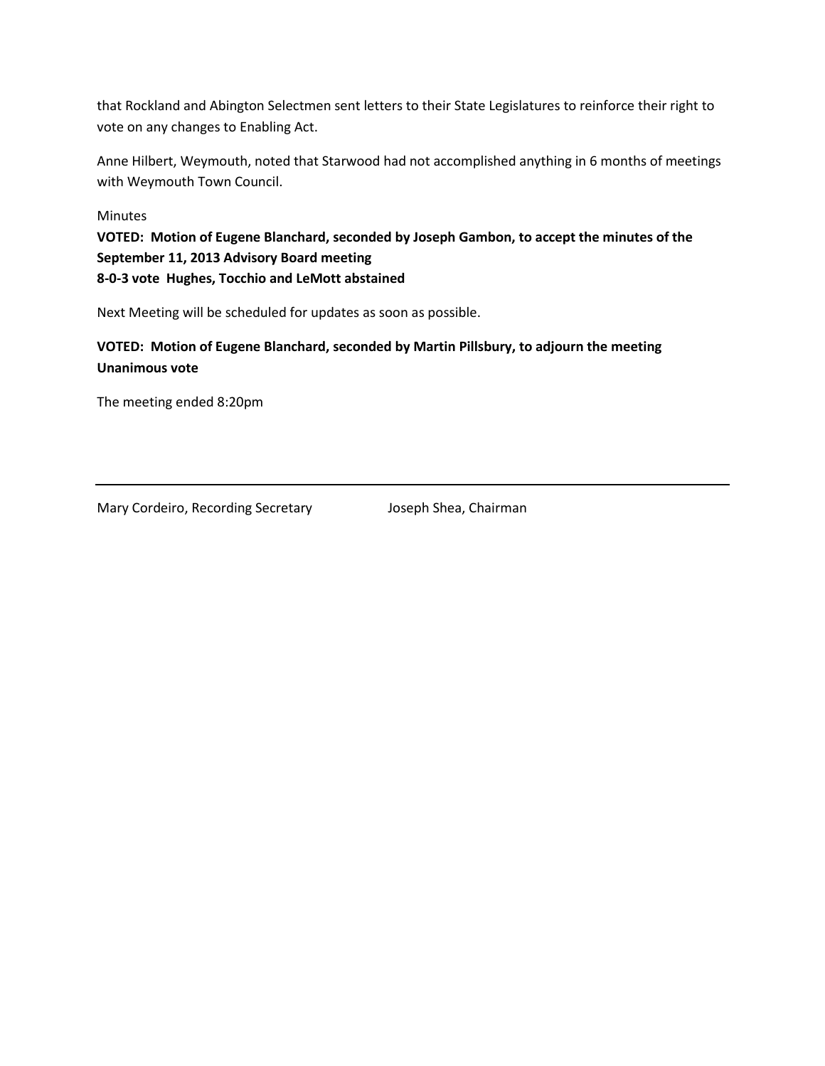that Rockland and Abington Selectmen sent letters to their State Legislatures to reinforce their right to vote on any changes to Enabling Act.

Anne Hilbert, Weymouth, noted that Starwood had not accomplished anything in 6 months of meetings with Weymouth Town Council.

Minutes

**VOTED: Motion of Eugene Blanchard, seconded by Joseph Gambon, to accept the minutes of the September 11, 2013 Advisory Board meeting**
**8-0-3 vote Hughes, Tocchio and LeMott abstained**

Next Meeting will be scheduled for updates as soon as possible.

**VOTED: Motion of Eugene Blanchard, seconded by Martin Pillsbury, to adjourn the meeting**
**Unanimous vote**

The meeting ended 8:20pm

---

Mary Cordeiro, Recording Secretary Joseph Shea, Chairman